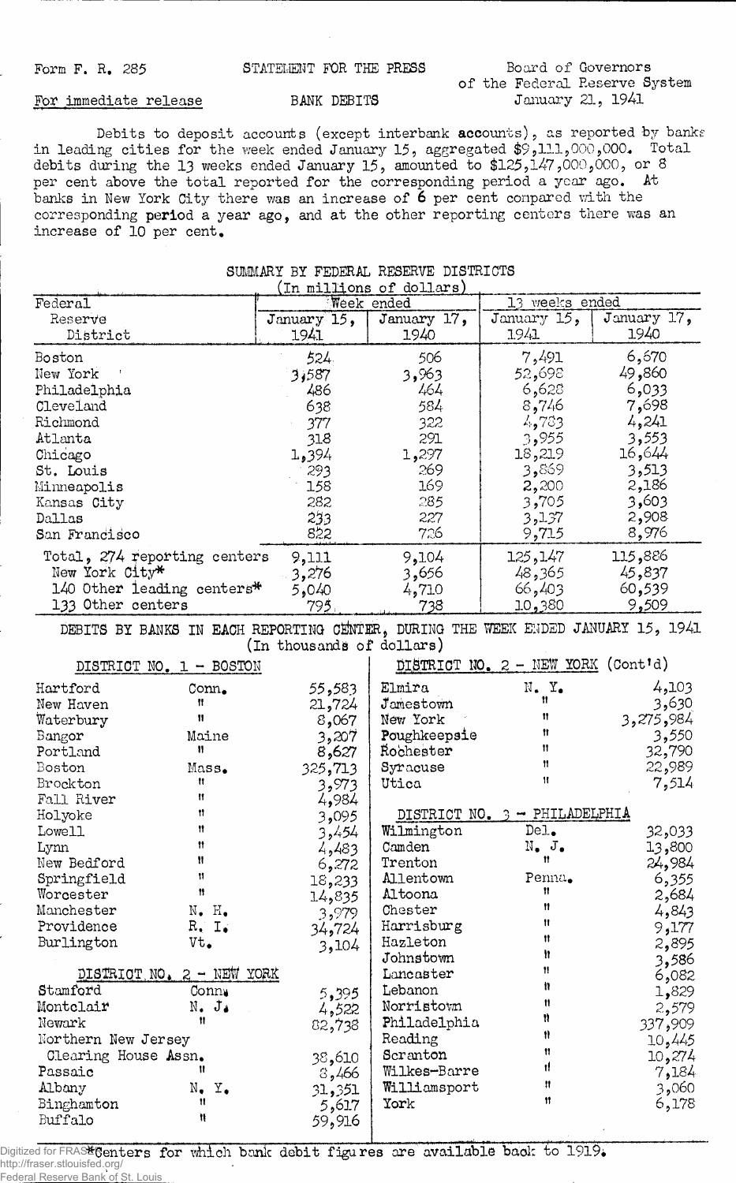Form F. R. 285 STATEMENT FOR THE PRESS Board of Governors of the Federal Reserve System

For immediate release BANK DEBITS January 21, 1941

Debits to deposit accounts (except interbank accounts), as reported by banks in leading cities for the week ended January 15, aggregated $9,111,000,000. Total debits during the 13 weeks ended January 15, amounted to $125,147,000,000, or 8 per cent above the total reported for the corresponding period a year ago. At banks in New York City there was an increase of 6 per cent compared with the corresponding period a year ago, and at the other reporting centers there was an increase of 10 per cent.

## SUMMARY BY FEDERAL RESERVE DISTRICTS

(In millions of dollars)

| Federal Reserve District | Week ended January 15, 1941 | Week ended January 17, 1940 | 13 weeks ended January 15, 1941 | 13 weeks ended January 17, 1940 |
|---|---|---|---|---|
| Boston | 524 | 506 | 7,491 | 6,670 |
| New York | 3,587 | 3,963 | 52,698 | 49,860 |
| Philadelphia | 486 | 464 | 6,628 | 6,033 |
| Cleveland | 638 | 584 | 8,746 | 7,698 |
| Richmond | 377 | 322 | 4,783 | 4,241 |
| Atlanta | 318 | 291 | 3,955 | 3,553 |
| Chicago | 1,394 | 1,297 | 18,219 | 16,644 |
| St. Louis | 293 | 269 | 3,869 | 3,513 |
| Minneapolis | 158 | 169 | 2,200 | 2,186 |
| Kansas City | 282 | 285 | 3,705 | 3,603 |
| Dallas | 233 | 227 | 3,137 | 2,908 |
| San Francisco | 822 | 726 | 9,715 | 8,976 |
| Total, 274 reporting centers | 9,111 | 9,104 | 125,147 | 115,886 |
| New York City* | 3,276 | 3,656 | 48,365 | 45,837 |
| 140 Other leading centers* | 5,040 | 4,710 | 66,403 | 60,539 |
| 133 Other centers | 795 | 738 | 10,380 | 9,509 |

## DEBITS BY BANKS IN EACH REPORTING CENTER, DURING THE WEEK ENDED JANUARY 15, 1941

(In thousands of dollars)

### DISTRICT NO. 1 - BOSTON

| City | State | Debits |
|---|---|---|
| Hartford | Conn. | 55,583 |
| New Haven | " | 21,724 |
| Waterbury | " | 8,067 |
| Bangor | Maine | 3,207 |
| Portland | " | 8,627 |
| Boston | Mass. | 325,713 |
| Brockton | " | 3,973 |
| Fall River | " | 4,984 |
| Holyoke | " | 3,095 |
| Lowell | " | 3,454 |
| Lynn | " | 4,483 |
| New Bedford | " | 6,272 |
| Springfield | " | 18,233 |
| Worcester | " | 14,835 |
| Manchester | N. H. | 3,979 |
| Providence | R. I. | 34,724 |
| Burlington | Vt. | 3,104 |

### DISTRICT NO. 2 - NEW YORK

| City | State | Debits |
|---|---|---|
| Stamford | Conn. | 5,395 |
| Montclair | N. J. | 4,522 |
| Newark | " | 82,738 |
| Northern New Jersey Clearing House Assn. | " | 38,610 |
| Passaic | " | 8,466 |
| Albany | N. Y. | 31,351 |
| Binghamton | " | 5,617 |
| Buffalo | " | 59,916 |
| Elmira | N. Y. | 4,103 |
| Jamestown | " | 3,630 |
| New York | " | 3,275,984 |
| Poughkeepsie | " | 3,550 |
| Rochester | " | 32,790 |
| Syracuse | " | 22,989 |
| Utica | " | 7,514 |

### DISTRICT NO. 3 - PHILADELPHIA

| City | State | Debits |
|---|---|---|
| Wilmington | Del. | 32,033 |
| Camden | N. J. | 13,800 |
| Trenton | " | 24,984 |
| Allentown | Penna. | 6,355 |
| Altoona | " | 2,684 |
| Chester | " | 4,843 |
| Harrisburg | " | 9,177 |
| Hazleton | " | 2,895 |
| Johnstown | " | 3,586 |
| Lancaster | " | 6,082 |
| Lebanon | " | 1,829 |
| Norristown | " | 2,579 |
| Philadelphia | " | 337,909 |
| Reading | " | 10,445 |
| Scranton | " | 10,274 |
| Wilkes-Barre | " | 7,184 |
| Williamsport | " | 3,060 |
| York | " | 6,178 |

*Centers for which bank debit figures are available back to 1919.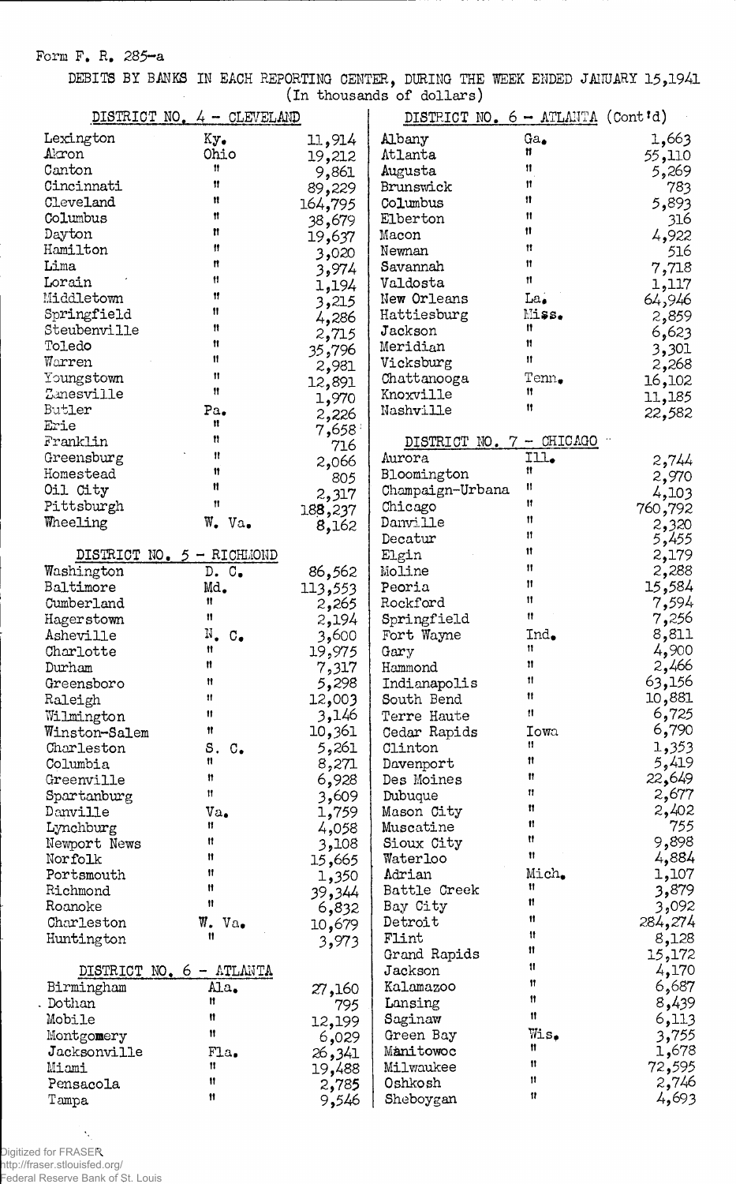Form F. R. 285-a

DEBITS BY BANKS IN EACH REPORTING CENTER, DURING THE WEEK ENDED JANUARY 15,1941
(In thousands of dollars)

## DISTRICT NO. 4 - CLEVELAND

| City | State | Amount |
|---|---|---|
| Lexington | Ky. | 11,914 |
| Akron | Ohio | 19,212 |
| Canton | " | 9,861 |
| Cincinnati | " | 89,229 |
| Cleveland | " | 164,795 |
| Columbus | " | 38,679 |
| Dayton | " | 19,637 |
| Hamilton | " | 3,020 |
| Lima | " | 3,974 |
| Lorain | " | 1,194 |
| Middletown | " | 3,215 |
| Springfield | " | 4,286 |
| Steubenville | " | 2,715 |
| Toledo | " | 35,796 |
| Warren | " | 2,981 |
| Youngstown | " | 12,891 |
| Zanesville | " | 1,970 |
| Butler | Pa. | 2,226 |
| Erie | " | 7,658 |
| Franklin | " | 716 |
| Greensburg | " | 2,066 |
| Homestead | " | 805 |
| Oil City | " | 2,317 |
| Pittsburgh | " | 188,237 |
| Wheeling | W. Va. | 8,162 |

## DISTRICT NO. 5 - RICHMOND

| City | State | Amount |
|---|---|---|
| Washington | D. C. | 86,562 |
| Baltimore | Md. | 113,553 |
| Cumberland | " | 2,265 |
| Hagerstown | " | 2,194 |
| Asheville | N. C. | 3,600 |
| Charlotte | " | 19,975 |
| Durham | " | 7,317 |
| Greensboro | " | 5,298 |
| Raleigh | " | 12,003 |
| Wilmington | " | 3,146 |
| Winston-Salem | " | 10,361 |
| Charleston | S. C. | 5,261 |
| Columbia | " | 8,271 |
| Greenville | " | 6,928 |
| Spartanburg | " | 3,609 |
| Danville | Va. | 1,759 |
| Lynchburg | " | 4,058 |
| Newport News | " | 3,108 |
| Norfolk | " | 15,665 |
| Portsmouth | " | 1,350 |
| Richmond | " | 39,344 |
| Roanoke | " | 6,832 |
| Charleston | W. Va. | 10,679 |
| Huntington | " | 3,973 |

## DISTRICT NO. 6 - ATLANTA

| City | State | Amount |
|---|---|---|
| Birmingham | Ala. | 27,160 |
| Dothan | " | 795 |
| Mobile | " | 12,199 |
| Montgomery | " | 6,029 |
| Jacksonville | Fla. | 26,341 |
| Miami | " | 19,488 |
| Pensacola | " | 2,785 |
| Tampa | " | 9,546 |

## DISTRICT NO. 6 - ATLANTA (Cont'd)

| City | State | Amount |
|---|---|---|
| Albany | Ga. | 1,663 |
| Atlanta | " | 55,110 |
| Augusta | " | 5,269 |
| Brunswick | " | 783 |
| Columbus | " | 5,893 |
| Elberton | " | 316 |
| Macon | " | 4,922 |
| Newnan | " | 516 |
| Savannah | " | 7,718 |
| Valdosta | " | 1,117 |
| New Orleans | La. | 64,946 |
| Hattiesburg | Miss. | 2,859 |
| Jackson | " | 6,623 |
| Meridian | " | 3,301 |
| Vicksburg | " | 2,268 |
| Chattanooga | Tenn. | 16,102 |
| Knoxville | " | 11,185 |
| Nashville | " | 22,582 |

## DISTRICT NO. 7 - CHICAGO

| City | State | Amount |
|---|---|---|
| Aurora | Ill. | 2,744 |
| Bloomington | " | 2,970 |
| Champaign-Urbana | " | 4,103 |
| Chicago | " | 760,792 |
| Danville | " | 2,320 |
| Decatur | " | 5,455 |
| Elgin | " | 2,179 |
| Moline | " | 2,288 |
| Peoria | " | 15,584 |
| Rockford | " | 7,594 |
| Springfield | " | 7,256 |
| Fort Wayne | Ind. | 8,811 |
| Gary | " | 4,900 |
| Hammond | " | 2,466 |
| Indianapolis | " | 63,156 |
| South Bend | " | 10,881 |
| Terre Haute | " | 6,725 |
| Cedar Rapids | Iowa | 6,790 |
| Clinton | " | 1,353 |
| Davenport | " | 5,419 |
| Des Moines | " | 22,649 |
| Dubuque | " | 2,677 |
| Mason City | " | 2,402 |
| Muscatine | " | 755 |
| Sioux City | " | 9,898 |
| Waterloo | " | 4,884 |
| Adrian | Mich. | 1,107 |
| Battle Creek | " | 3,879 |
| Bay City | " | 3,092 |
| Detroit | " | 284,274 |
| Flint | " | 8,128 |
| Grand Rapids | " | 15,172 |
| Jackson | " | 4,170 |
| Kalamazoo | " | 6,687 |
| Lansing | " | 8,439 |
| Saginaw | " | 6,113 |
| Green Bay | Wis. | 3,755 |
| Manitowoc | " | 1,678 |
| Milwaukee | " | 72,595 |
| Oshkosh | " | 2,746 |
| Sheboygan | " | 4,693 |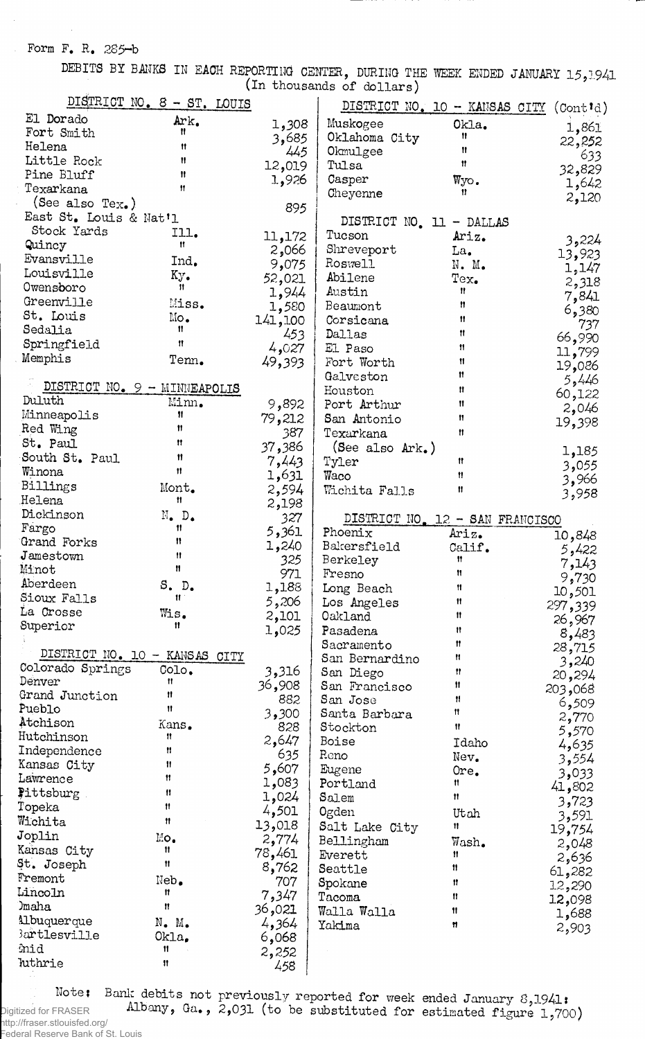Form F. R. 285-b

DEBITS BY BANKS IN EACH REPORTING CENTER, DURING THE WEEK ENDED JANUARY 15, 1941
(In thousands of dollars)

| DISTRICT NO. 8 - ST. LOUIS | | |
|---|---|---|
| El Dorado | Ark. | 1,308 |
| Fort Smith | " | 3,685 |
| Helena | " | 445 |
| Little Rock | " | 12,019 |
| Pine Bluff | " | 1,926 |
| Texarkana (See also Tex.) | " | 895 |
| East St. Louis & Nat'l Stock Yards | Ill. | 11,172 |
| Quincy | " | 2,066 |
| Evansville | Ind. | 9,075 |
| Louisville | Ky. | 52,021 |
| Owensboro | " | 1,944 |
| Greenville | Miss. | 1,580 |
| St. Louis | Mo. | 141,100 |
| Sedalia | " | 453 |
| Springfield | " | 4,027 |
| Memphis | Tenn. | 49,393 |
| **DISTRICT NO. 9 - MINNEAPOLIS** | | |
| Duluth | Minn. | 9,892 |
| Minneapolis | " | 79,212 |
| Red Wing | " | 387 |
| St. Paul | " | 37,386 |
| South St. Paul | " | 7,443 |
| Winona | " | 1,631 |
| Billings | Mont. | 2,594 |
| Helena | " | 2,198 |
| Dickinson | N. D. | 327 |
| Fargo | " | 5,361 |
| Grand Forks | " | 1,240 |
| Jamestown | " | 325 |
| Minot | " | 971 |
| Aberdeen | S. D. | 1,188 |
| Sioux Falls | " | 5,206 |
| La Crosse | Wis. | 2,101 |
| Superior | " | 1,025 |
| **DISTRICT NO. 10 - KANSAS CITY** | | |
| Colorado Springs | Colo. | 3,316 |
| Denver | " | 36,908 |
| Grand Junction | " | 882 |
| Pueblo | " | 3,300 |
| Atchison | Kans. | 828 |
| Hutchinson | " | 2,647 |
| Independence | " | 635 |
| Kansas City | " | 5,607 |
| Lawrence | " | 1,083 |
| Pittsburg | " | 1,024 |
| Topeka | " | 4,501 |
| Wichita | " | 13,018 |
| Joplin | Mo. | 2,774 |
| Kansas City | " | 78,461 |
| St. Joseph | " | 8,762 |
| Fremont | Neb. | 707 |
| Lincoln | " | 7,347 |
| Omaha | " | 36,021 |
| Albuquerque | N. M. | 4,364 |
| Bartlesville | Okla. | 6,068 |
| Enid | " | 2,252 |
| Guthrie | " | 458 |

| DISTRICT NO. 10 - KANSAS CITY (Cont'd) | | |
|---|---|---|
| Muskogee | Okla. | 1,861 |
| Oklahoma City | " | 22,252 |
| Okmulgee | " | 633 |
| Tulsa | " | 32,829 |
| Casper | Wyo. | 1,642 |
| Cheyenne | " | 2,120 |
| **DISTRICT NO. 11 - DALLAS** | | |
| Tucson | Ariz. | 3,224 |
| Shreveport | La. | 13,923 |
| Roswell | N. M. | 1,147 |
| Abilene | Tex. | 2,318 |
| Austin | " | 7,841 |
| Beaumont | " | 6,380 |
| Corsicana | " | 737 |
| Dallas | " | 66,990 |
| El Paso | " | 11,799 |
| Fort Worth | " | 19,086 |
| Galveston | " | 5,446 |
| Houston | " | 60,122 |
| Port Arthur | " | 2,046 |
| San Antonio | " | 19,398 |
| Texarkana (See also Ark.) | " | 1,185 |
| Tyler | " | 3,055 |
| Waco | " | 3,966 |
| Wichita Falls | " | 3,958 |
| **DISTRICT NO. 12 - SAN FRANCISCO** | | |
| Phoenix | Ariz. | 10,848 |
| Bakersfield | Calif. | 5,422 |
| Berkeley | " | 7,143 |
| Fresno | " | 9,730 |
| Long Beach | " | 10,501 |
| Los Angeles | " | 297,339 |
| Oakland | " | 26,967 |
| Pasadena | " | 8,483 |
| Sacramento | " | 28,715 |
| San Bernardino | " | 3,240 |
| San Diego | " | 20,294 |
| San Francisco | " | 203,068 |
| San Jose | " | 6,509 |
| Santa Barbara | " | 2,770 |
| Stockton | " | 5,570 |
| Boise | Idaho | 4,635 |
| Reno | Nev. | 3,554 |
| Eugene | Ore. | 3,033 |
| Portland | " | 41,802 |
| Salem | " | 3,723 |
| Ogden | Utah | 3,591 |
| Salt Lake City | " | 19,754 |
| Bellingham | Wash. | 2,048 |
| Everett | " | 2,636 |
| Seattle | " | 61,282 |
| Spokane | " | 12,290 |
| Tacoma | " | 12,098 |
| Walla Walla | " | 1,688 |
| Yakima | " | 2,903 |

Note: Bank debits not previously reported for week ended January 8, 1941:
Albany, Ga., 2,031 (to be substituted for estimated figure 1,700)